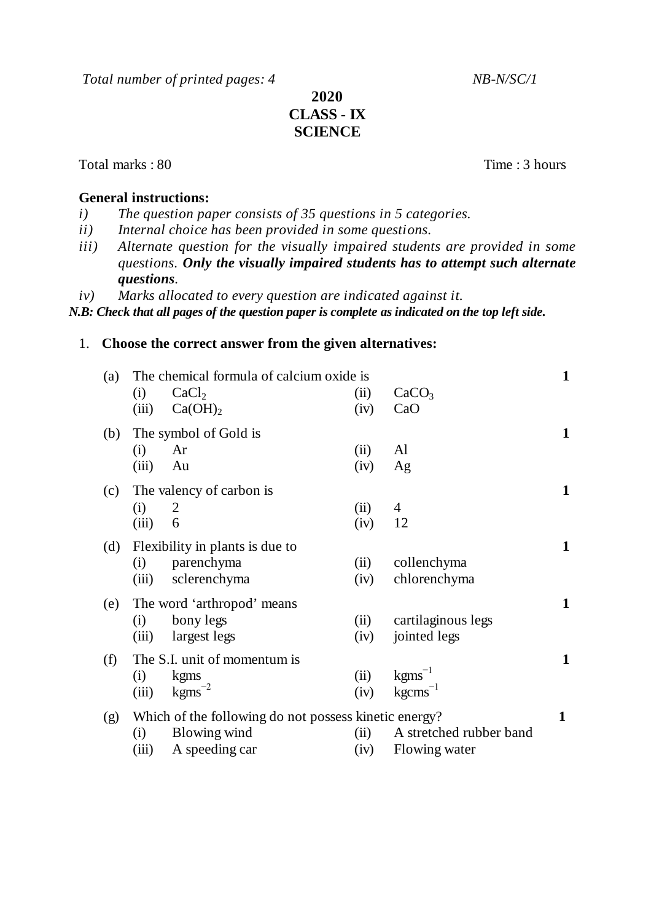*Total number of printed pages: 4* *NB-N/SC/1*

**2020**
**CLASS - IX**
**SCIENCE**

Total marks : 80 Time : 3 hours

**General instructions:**

*i) The question paper consists of 35 questions in 5 categories.*
*ii) Internal choice has been provided in some questions.*
*iii) Alternate question for the visually impaired students are provided in some questions. **Only the visually impaired students has to attempt such alternate questions**.*
*iv) Marks allocated to every question are indicated against it.*

***N.B: Check that all pages of the question paper is complete as indicated on the top left side.***

1. **Choose the correct answer from the given alternatives:**

(a) The chemical formula of calcium oxide is **1**
(i) $CaCl_2$ (ii) $CaCO_3$
(iii) $Ca(OH)_2$ (iv) $CaO$

(b) The symbol of Gold is **1**
(i) Ar (ii) Al
(iii) Au (iv) Ag

(c) The valency of carbon is **1**
(i) 2 (ii) 4
(iii) 6 (iv) 12

(d) Flexibility in plants is due to **1**
(i) parenchyma (ii) collenchyma
(iii) sclerenchyma (iv) chlorenchyma

(e) The word 'arthropod' means **1**
(i) bony legs (ii) cartilaginous legs
(iii) largest legs (iv) jointed legs

(f) The S.I. unit of momentum is **1**
(i) kgms (ii) $kgms^{-1}$
(iii) $kgms^{-2}$ (iv) $kgcms^{-1}$

(g) Which of the following do not possess kinetic energy? **1**
(i) Blowing wind (ii) A stretched rubber band
(iii) A speeding car (iv) Flowing water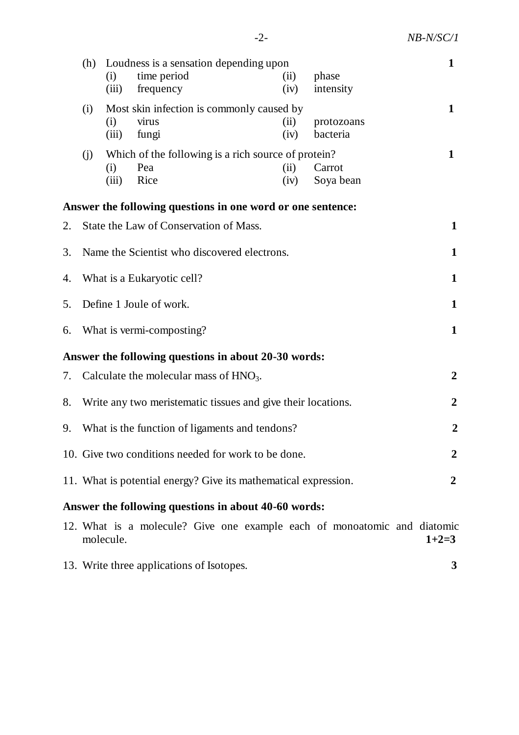(h) Loudness is a sensation depending upon **1**

(i) time period (ii) phase
(iii) frequency (iv) intensity

(i) Most skin infection is commonly caused by **1**

(i) virus (ii) protozoans
(iii) fungi (iv) bacteria

(j) Which of the following is a rich source of protein? **1**

(i) Pea (ii) Carrot
(iii) Rice (iv) Soya bean

**Answer the following questions in one word or one sentence:**

2. State the Law of Conservation of Mass. **1**

3. Name the Scientist who discovered electrons. **1**

4. What is a Eukaryotic cell? **1**

5. Define 1 Joule of work. **1**

6. What is vermi-composting? **1**

**Answer the following questions in about 20-30 words:**

7. Calculate the molecular mass of $HNO_3$. **2**

8. Write any two meristematic tissues and give their locations. **2**

9. What is the function of ligaments and tendons? **2**

10. Give two conditions needed for work to be done. **2**

11. What is potential energy? Give its mathematical expression. **2**

**Answer the following questions in about 40-60 words:**

12. What is a molecule? Give one example each of monoatomic and diatomic molecule. **1+2=3**

13. Write three applications of Isotopes. **3**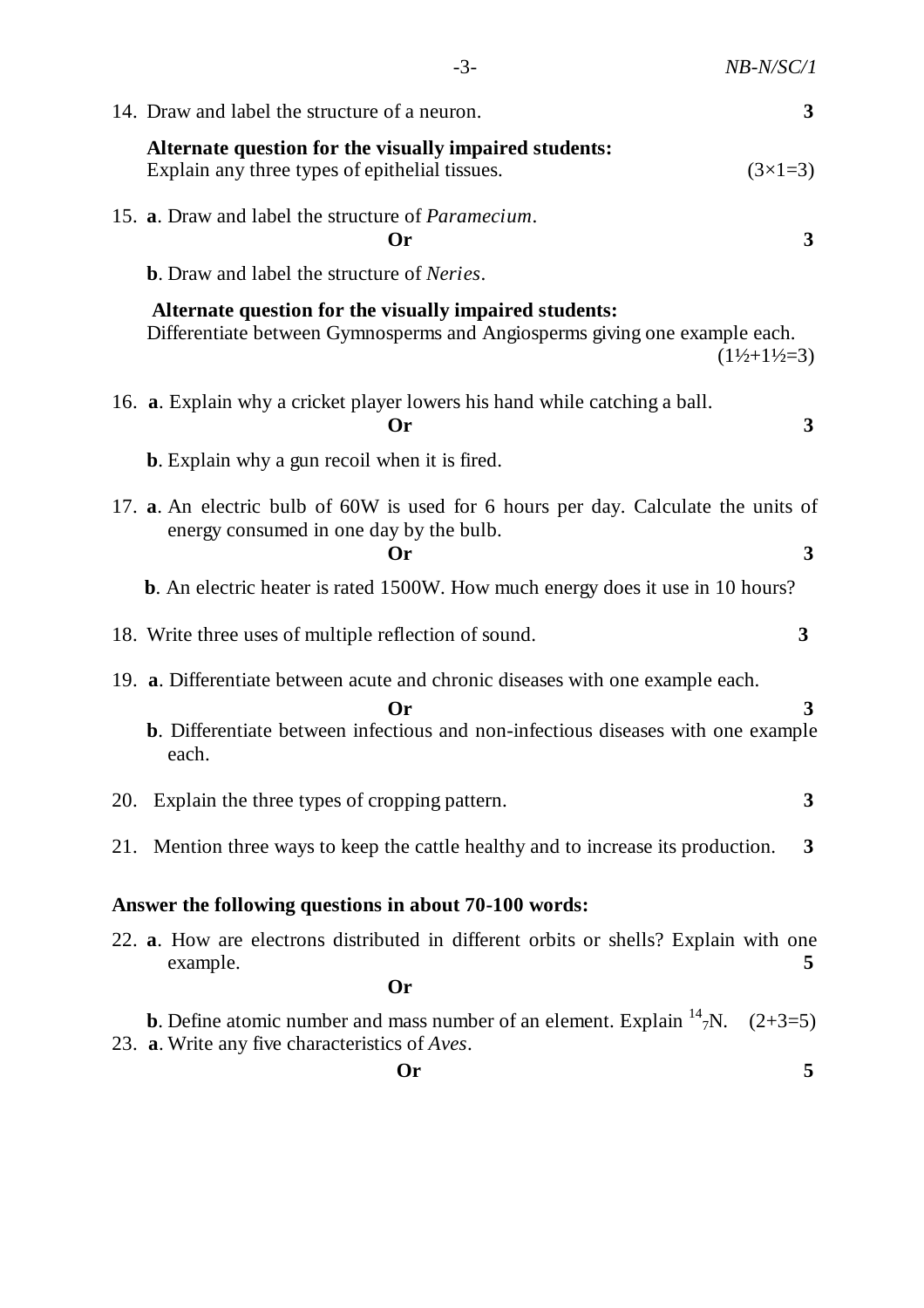14. Draw and label the structure of a neuron. **3**

    **Alternate question for the visually impaired students:**
    Explain any three types of epithelial tissues. (3×1=3)

15. **a**. Draw and label the structure of *Paramecium*.

    **Or** **3**

    **b**. Draw and label the structure of *Neries*.

    **Alternate question for the visually impaired students:**
    Differentiate between Gymnosperms and Angiosperms giving one example each. (1½+1½=3)

16. **a**. Explain why a cricket player lowers his hand while catching a ball.

    **Or** **3**

    **b**. Explain why a gun recoil when it is fired.

17. **a**. An electric bulb of 60W is used for 6 hours per day. Calculate the units of energy consumed in one day by the bulb.

    **Or** **3**

    **b**. An electric heater is rated 1500W. How much energy does it use in 10 hours?

18. Write three uses of multiple reflection of sound. **3**

19. **a**. Differentiate between acute and chronic diseases with one example each.

    **Or** **3**

    **b**. Differentiate between infectious and non-infectious diseases with one example each.

20. Explain the three types of cropping pattern. **3**

21. Mention three ways to keep the cattle healthy and to increase its production. **3**

**Answer the following questions in about 70-100 words:**

22. **a**. How are electrons distributed in different orbits or shells? Explain with one example. **5**

    **Or**

    **b**. Define atomic number and mass number of an element. Explain $^{14}_{7}N$. (2+3=5)

23. **a**. Write any five characteristics of *Aves*.

    **Or** **5**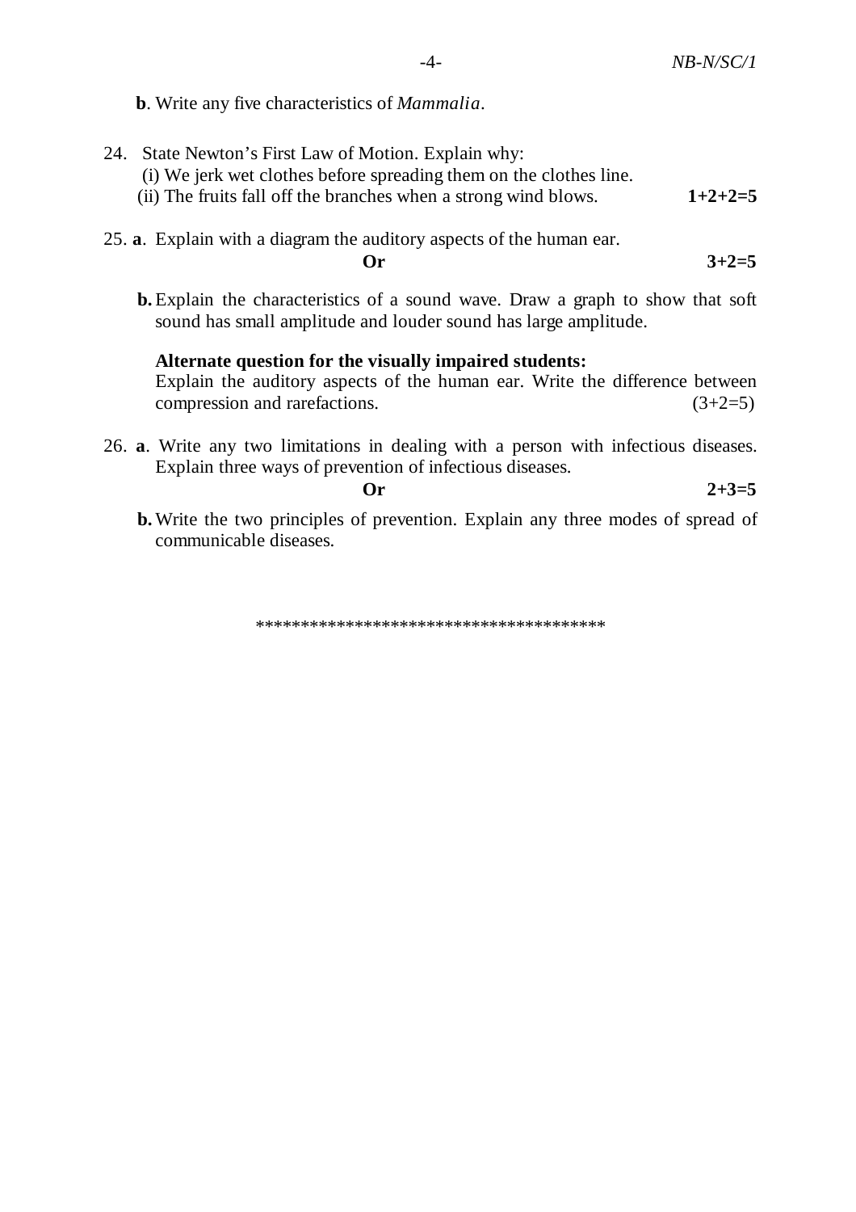**b**. Write any five characteristics of *Mammalia*.

24. State Newton's First Law of Motion. Explain why:
    (i) We jerk wet clothes before spreading them on the clothes line.
    (ii) The fruits fall off the branches when a strong wind blows. **1+2+2=5**

25. **a**. Explain with a diagram the auditory aspects of the human ear.

    **Or** **3+2=5**

    **b.** Explain the characteristics of a sound wave. Draw a graph to show that soft sound has small amplitude and louder sound has large amplitude.

    **Alternate question for the visually impaired students:**
    Explain the auditory aspects of the human ear. Write the difference between compression and rarefactions. (3+2=5)

26. **a**. Write any two limitations in dealing with a person with infectious diseases. Explain three ways of prevention of infectious diseases.

    **Or** **2+3=5**

    **b.** Write the two principles of prevention. Explain any three modes of spread of communicable diseases.

***************************************